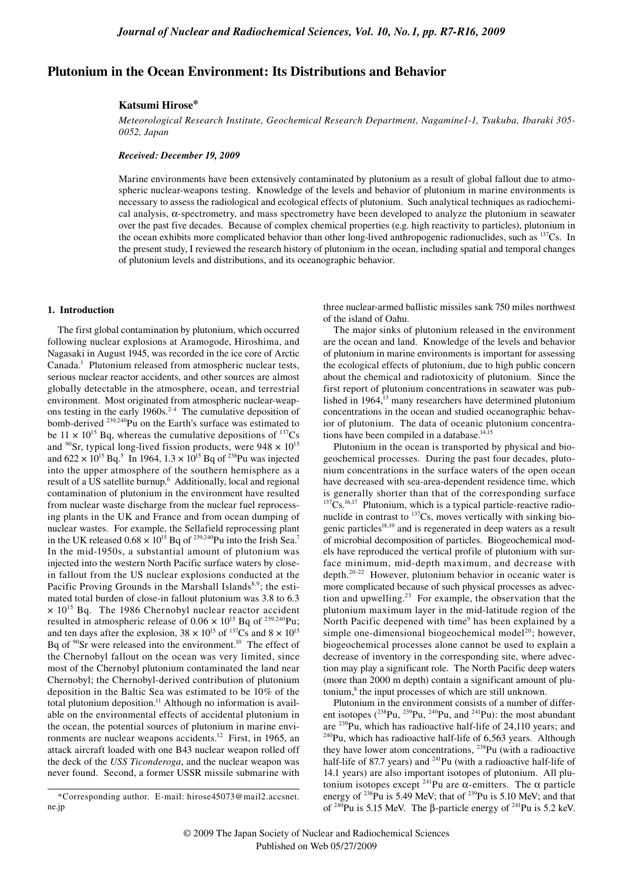# Plutonium in the Ocean Environment: Its Distributions and Behavior

**Katsumi Hirose***

*Meteorological Research Institute, Geochemical Research Department, Nagamine1-1, Tsukuba, Ibaraki 305-0052, Japan*

***Received: December 19, 2009***

Marine environments have been extensively contaminated by plutonium as a result of global fallout due to atmospheric nuclear-weapons testing. Knowledge of the levels and behavior of plutonium in marine environments is necessary to assess the radiological and ecological effects of plutonium. Such analytical techniques as radiochemical analysis, α-spectrometry, and mass spectrometry have been developed to analyze the plutonium in seawater over the past five decades. Because of complex chemical properties (e.g. high reactivity to particles), plutonium in the ocean exhibits more complicated behavior than other long-lived anthropogenic radionuclides, such as $^{137}$Cs. In the present study, I reviewed the research history of plutonium in the ocean, including spatial and temporal changes of plutonium levels and distributions, and its oceanographic behavior.

## 1. Introduction

The first global contamination by plutonium, which occurred following nuclear explosions at Aramogode, Hiroshima, and Nagasaki in August 1945, was recorded in the ice core of Arctic Canada.[1] Plutonium released from atmospheric nuclear tests, serious nuclear reactor accidents, and other sources are almost globally detectable in the atmosphere, ocean, and terrestrial environment. Most originated from atmospheric nuclear-weapons testing in the early 1960s.[2-4] The cumulative deposition of bomb-derived $^{239,240}$Pu on the Earth's surface was estimated to be $11 \times 10^{15}$ Bq, whereas the cumulative depositions of $^{137}$Cs and $^{90}$Sr, typical long-lived fission products, were $948 \times 10^{15}$ and $622 \times 10^{15}$ Bq.[5] In 1964, $1.3 \times 10^{15}$ Bq of $^{238}$Pu was injected into the upper atmosphere of the southern hemisphere as a result of a US satellite burnup.[6] Additionally, local and regional contamination of plutonium in the environment have resulted from nuclear waste discharge from the nuclear fuel reprocessing plants in the UK and France and from ocean dumping of nuclear wastes. For example, the Sellafield reprocessing plant in the UK released $0.68 \times 10^{15}$ Bq of $^{239,240}$Pu into the Irish Sea.[7] In the mid-1950s, a substantial amount of plutonium was injected into the western North Pacific surface waters by close-in fallout from the US nuclear explosions conducted at the Pacific Proving Grounds in the Marshall Islands[8,9]; the estimated total burden of close-in fallout plutonium was 3.8 to 6.3 $\times 10^{15}$ Bq. The 1986 Chernobyl nuclear reactor accident resulted in atmospheric release of $0.06 \times 10^{15}$ Bq of $^{239,240}$Pu; and ten days after the explosion, $38 \times 10^{15}$ of $^{137}$Cs and $8 \times 10^{15}$ Bq of $^{90}$Sr were released into the environment.[10] The effect of the Chernobyl fallout on the ocean was very limited, since most of the Chernobyl plutonium contaminated the land near Chernobyl; the Chernobyl-derived contribution of plutonium deposition in the Baltic Sea was estimated to be 10% of the total plutonium deposition.[11] Although no information is available on the environmental effects of accidental plutonium in the ocean, the potential sources of plutonium in marine environments are nuclear weapons accidents.[12] First, in 1965, an attack aircraft loaded with one B43 nuclear weapon rolled off the deck of the *USS Ticonderoga*, and the nuclear weapon was never found. Second, a former USSR missile submarine with three nuclear-armed ballistic missiles sank 750 miles northwest of the island of Oahu.

The major sinks of plutonium released in the environment are the ocean and land. Knowledge of the levels and behavior of plutonium in marine environments is important for assessing the ecological effects of plutonium, due to high public concern about the chemical and radiotoxicity of plutonium. Since the first report of plutonium concentrations in seawater was published in 1964,[13] many researchers have determined plutonium concentrations in the ocean and studied oceanographic behavior of plutonium. The data of oceanic plutonium concentrations have been compiled in a database.[14,15]

Plutonium in the ocean is transported by physical and biogeochemical processes. During the past four decades, plutonium concentrations in the surface waters of the open ocean have decreased with sea-area-dependent residence time, which is generally shorter than that of the corresponding surface $^{137}$Cs.[16,17] Plutonium, which is a typical particle-reactive radionuclide in contrast to $^{137}$Cs, moves vertically with sinking biogenic particles[18,19] and is regenerated in deep waters as a result of microbial decomposition of particles. Biogeochemical models have reproduced the vertical profile of plutonium with surface minimum, mid-depth maximum, and decrease with depth.[20-22] However, plutonium behavior in oceanic water is more complicated because of such physical processes as advection and upwelling.[23] For example, the observation that the plutonium maximum layer in the mid-latitude region of the North Pacific deepened with time[9] has been explained by a simple one-dimensional biogeochemical model[20]; however, biogeochemical processes alone cannot be used to explain a decrease of inventory in the corresponding site, where advection may play a significant role. The North Pacific deep waters (more than 2000 m depth) contain a significant amount of plutonium,[8] the input processes of which are still unknown.

Plutonium in the environment consists of a number of different isotopes ($^{238}$Pu, $^{239}$Pu, $^{240}$Pu, and $^{241}$Pu): the most abundant are $^{239}$Pu, which has radioactive half-life of 24,110 years; and $^{240}$Pu, which has radioactive half-life of 6,563 years. Although they have lower atom concentrations, $^{238}$Pu (with a radioactive half-life of 87.7 years) and $^{241}$Pu (with a radioactive half-life of 14.1 years) are also important isotopes of plutonium. All plutonium isotopes except $^{241}$Pu are α-emitters. The α particle energy of $^{238}$Pu is 5.49 MeV; that of $^{239}$Pu is 5.10 MeV; and that of $^{240}$Pu is 5.15 MeV. The β-particle energy of $^{241}$Pu is 5.2 keV.

*Corresponding author. E-mail: hirose45073@mail2.accsnet.ne.jp

© 2009 The Japan Society of Nuclear and Radiochemical Sciences
Published on Web 05/27/2009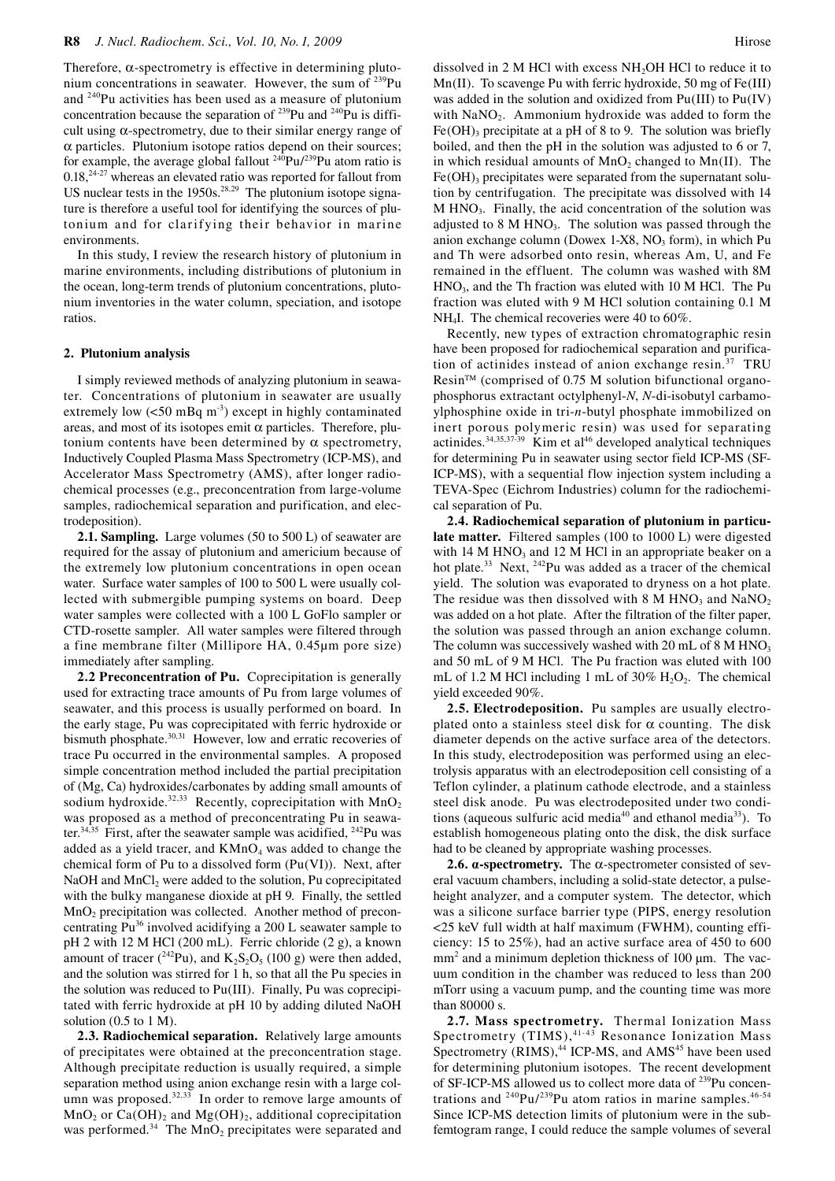Therefore, α-spectrometry is effective in determining plutonium concentrations in seawater. However, the sum of $^{239}Pu$ and $^{240}Pu$ activities has been used as a measure of plutonium concentration because the separation of $^{239}Pu$ and $^{240}Pu$ is difficult using α-spectrometry, due to their similar energy range of α particles. Plutonium isotope ratios depend on their sources; for example, the average global fallout $^{240}Pu/^{239}Pu$ atom ratio is 0.18,[24-27] whereas an elevated ratio was reported for fallout from US nuclear tests in the 1950s.[28,29] The plutonium isotope signature is therefore a useful tool for identifying the sources of plutonium and for clarifying their behavior in marine environments.

In this study, I review the research history of plutonium in marine environments, including distributions of plutonium in the ocean, long-term trends of plutonium concentrations, plutonium inventories in the water column, speciation, and isotope ratios.

## 2. Plutonium analysis

I simply reviewed methods of analyzing plutonium in seawater. Concentrations of plutonium in seawater are usually extremely low (<50 mBq $m^{-3}$) except in highly contaminated areas, and most of its isotopes emit α particles. Therefore, plutonium contents have been determined by α spectrometry, Inductively Coupled Plasma Mass Spectrometry (ICP-MS), and Accelerator Mass Spectrometry (AMS), after longer radiochemical processes (e.g., preconcentration from large-volume samples, radiochemical separation and purification, and electrodeposition).

**2.1. Sampling.** Large volumes (50 to 500 L) of seawater are required for the assay of plutonium and americium because of the extremely low plutonium concentrations in open ocean water. Surface water samples of 100 to 500 L were usually collected with submergible pumping systems on board. Deep water samples were collected with a 100 L GoFlo sampler or CTD-rosette sampler. All water samples were filtered through a fine membrane filter (Millipore HA, 0.45μm pore size) immediately after sampling.

**2.2 Preconcentration of Pu.** Coprecipitation is generally used for extracting trace amounts of Pu from large volumes of seawater, and this process is usually performed on board. In the early stage, Pu was coprecipitated with ferric hydroxide or bismuth phosphate.[30,31] However, low and erratic recoveries of trace Pu occurred in the environmental samples. A proposed simple concentration method included the partial precipitation of (Mg, Ca) hydroxides/carbonates by adding small amounts of sodium hydroxide.[32,33] Recently, coprecipitation with $MnO_2$ was proposed as a method of preconcentrating Pu in seawater.[34,35] First, after the seawater sample was acidified, $^{242}Pu$ was added as a yield tracer, and $KMnO_4$ was added to change the chemical form of Pu to a dissolved form (Pu(VI)). Next, after NaOH and $MnCl_2$ were added to the solution, Pu coprecipitated with the bulky manganese dioxide at pH 9. Finally, the settled $MnO_2$ precipitation was collected. Another method of preconcentrating Pu[36] involved acidifying a 200 L seawater sample to pH 2 with 12 M HCl (200 mL). Ferric chloride (2 g), a known amount of tracer ($^{242}Pu$), and $K_2S_2O_5$ (100 g) were then added, and the solution was stirred for 1 h, so that all the Pu species in the solution was reduced to Pu(III). Finally, Pu was coprecipitated with ferric hydroxide at pH 10 by adding diluted NaOH solution (0.5 to 1 M).

**2.3. Radiochemical separation.** Relatively large amounts of precipitates were obtained at the preconcentration stage. Although precipitate reduction is usually required, a simple separation method using anion exchange resin with a large column was proposed.[32,33] In order to remove large amounts of $MnO_2$ or $Ca(OH)_2$ and $Mg(OH)_2$, additional coprecipitation was performed.[34] The $MnO_2$ precipitates were separated and dissolved in 2 M HCl with excess $NH_2OH$ HCl to reduce it to Mn(II). To scavenge Pu with ferric hydroxide, 50 mg of Fe(III) was added in the solution and oxidized from Pu(III) to Pu(IV) with $NaNO_2$. Ammonium hydroxide was added to form the $Fe(OH)_3$ precipitate at a pH of 8 to 9. The solution was briefly boiled, and then the pH in the solution was adjusted to 6 or 7, in which residual amounts of $MnO_2$ changed to Mn(II). The $Fe(OH)_3$ precipitates were separated from the supernatant solution by centrifugation. The precipitate was dissolved with 14 M $HNO_3$. Finally, the acid concentration of the solution was adjusted to 8 M $HNO_3$. The solution was passed through the anion exchange column (Dowex 1-X8, $NO_3$ form), in which Pu and Th were adsorbed onto resin, whereas Am, U, and Fe remained in the effluent. The column was washed with 8M $HNO_3$, and the Th fraction was eluted with 10 M HCl. The Pu fraction was eluted with 9 M HCl solution containing 0.1 M $NH_4I$. The chemical recoveries were 40 to 60%.

Recently, new types of extraction chromatographic resin have been proposed for radiochemical separation and purification of actinides instead of anion exchange resin.[37] TRU Resin™ (comprised of 0.75 M solution bifunctional organophosphorus extractant octylphenyl-*N*, *N*-di-isobutyl carbamoylphosphine oxide in tri-*n*-butyl phosphate immobilized on inert porous polymeric resin) was used for separating actinides.[34,35,37-39] Kim et al[46] developed analytical techniques for determining Pu in seawater using sector field ICP-MS (SF-ICP-MS), with a sequential flow injection system including a TEVA-Spec (Eichrom Industries) column for the radiochemical separation of Pu.

**2.4. Radiochemical separation of plutonium in particulate matter.** Filtered samples (100 to 1000 L) were digested with 14 M $HNO_3$ and 12 M HCl in an appropriate beaker on a hot plate.[33] Next, $^{242}Pu$ was added as a tracer of the chemical yield. The solution was evaporated to dryness on a hot plate. The residue was then dissolved with 8 M $HNO_3$ and $NaNO_2$ was added on a hot plate. After the filtration of the filter paper, the solution was passed through an anion exchange column. The column was successively washed with 20 mL of 8 M $HNO_3$ and 50 mL of 9 M HCl. The Pu fraction was eluted with 100 mL of 1.2 M HCl including 1 mL of 30% $H_2O_2$. The chemical yield exceeded 90%.

**2.5. Electrodeposition.** Pu samples are usually electroplated onto a stainless steel disk for α counting. The disk diameter depends on the active surface area of the detectors. In this study, electrodeposition was performed using an electrolysis apparatus with an electrodeposition cell consisting of a Teflon cylinder, a platinum cathode electrode, and a stainless steel disk anode. Pu was electrodeposited under two conditions (aqueous sulfuric acid media[40] and ethanol media[33]). To establish homogeneous plating onto the disk, the disk surface had to be cleaned by appropriate washing processes.

**2.6. α-spectrometry.** The α-spectrometer consisted of several vacuum chambers, including a solid-state detector, a pulse-height analyzer, and a computer system. The detector, which was a silicone surface barrier type (PIPS, energy resolution <25 keV full width at half maximum (FWHM), counting efficiency: 15 to 25%), had an active surface area of 450 to 600 $mm^2$ and a minimum depletion thickness of 100 μm. The vacuum condition in the chamber was reduced to less than 200 mTorr using a vacuum pump, and the counting time was more than 80000 s.

**2.7. Mass spectrometry.** Thermal Ionization Mass Spectrometry (TIMS),[41-43] Resonance Ionization Mass Spectrometry (RIMS),[44] ICP-MS, and AMS[45] have been used for determining plutonium isotopes. The recent development of SF-ICP-MS allowed us to collect more data of $^{239}Pu$ concentrations and $^{240}Pu/^{239}Pu$ atom ratios in marine samples.[46-54] Since ICP-MS detection limits of plutonium were in the sub-femtogram range, I could reduce the sample volumes of several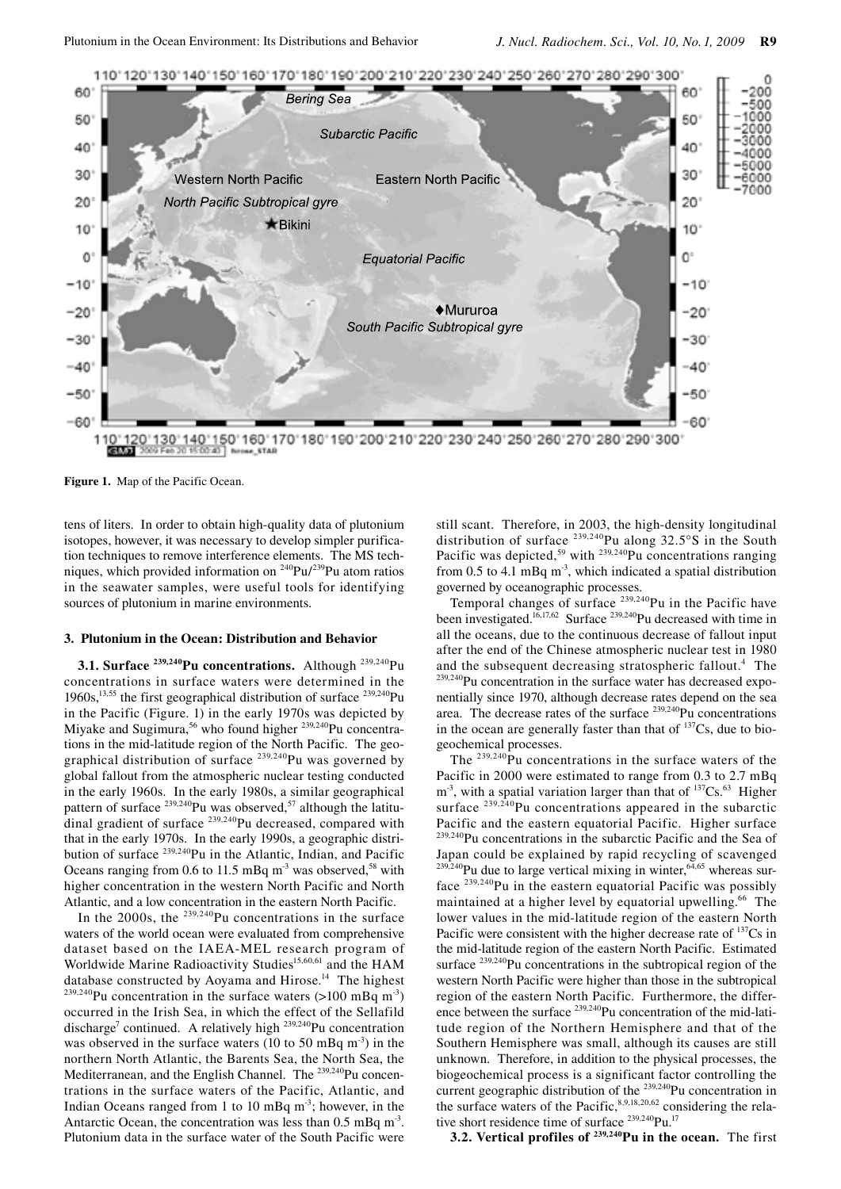Figure 1. Map of the Pacific Ocean.

tens of liters. In order to obtain high-quality data of plutonium isotopes, however, it was necessary to develop simpler purification techniques to remove interference elements. The MS techniques, which provided information on $^{240}Pu/^{239}Pu$ atom ratios in the seawater samples, were useful tools for identifying sources of plutonium in marine environments.

## 3. Plutonium in the Ocean: Distribution and Behavior

**3.1. Surface $^{239,240}Pu$ concentrations.** Although $^{239,240}Pu$ concentrations in surface waters were determined in the 1960s,[13,55] the first geographical distribution of surface $^{239,240}Pu$ in the Pacific (Figure. 1) in the early 1970s was depicted by Miyake and Sugimura,[56] who found higher $^{239,240}Pu$ concentrations in the mid-latitude region of the North Pacific. The geographical distribution of surface $^{239,240}Pu$ was governed by global fallout from the atmospheric nuclear testing conducted in the early 1960s. In the early 1980s, a similar geographical pattern of surface $^{239,240}Pu$ was observed,[57] although the latitudinal gradient of surface $^{239,240}Pu$ decreased, compared with that in the early 1970s. In the early 1990s, a geographic distribution of surface $^{239,240}Pu$ in the Atlantic, Indian, and Pacific Oceans ranging from 0.6 to 11.5 mBq m$^{-3}$ was observed,[58] with higher concentration in the western North Pacific and North Atlantic, and a low concentration in the eastern North Pacific.

In the 2000s, the $^{239,240}Pu$ concentrations in the surface waters of the world ocean were evaluated from comprehensive dataset based on the IAEA-MEL research program of Worldwide Marine Radioactivity Studies[15,60,61] and the HAM database constructed by Aoyama and Hirose.[14] The highest $^{239,240}Pu$ concentration in the surface waters (>100 mBq m$^{-3}$) occurred in the Irish Sea, in which the effect of the Sellafild discharge[7] continued. A relatively high $^{239,240}Pu$ concentration was observed in the surface waters (10 to 50 mBq m$^{-3}$) in the northern North Atlantic, the Barents Sea, the North Sea, the Mediterranean, and the English Channel. The $^{239,240}Pu$ concentrations in the surface waters of the Pacific, Atlantic, and Indian Oceans ranged from 1 to 10 mBq m$^{-3}$; however, in the Antarctic Ocean, the concentration was less than 0.5 mBq m$^{-3}$. Plutonium data in the surface water of the South Pacific were still scant. Therefore, in 2003, the high-density longitudinal distribution of surface $^{239,240}Pu$ along 32.5°S in the South Pacific was depicted,[59] with $^{239,240}Pu$ concentrations ranging from 0.5 to 4.1 mBq m$^{-3}$, which indicated a spatial distribution governed by oceanographic processes.

Temporal changes of surface $^{239,240}Pu$ in the Pacific have been investigated.[16,17,62] Surface $^{239,240}Pu$ decreased with time in all the oceans, due to the continuous decrease of fallout input after the end of the Chinese atmospheric nuclear test in 1980 and the subsequent decreasing stratospheric fallout.[4] The $^{239,240}Pu$ concentration in the surface water has decreased exponentially since 1970, although decrease rates depend on the sea area. The decrease rates of the surface $^{239,240}Pu$ concentrations in the ocean are generally faster than that of $^{137}Cs$, due to biogeochemical processes.

The $^{239,240}Pu$ concentrations in the surface waters of the Pacific in 2000 were estimated to range from 0.3 to 2.7 mBq m$^{-3}$, with a spatial variation larger than that of $^{137}Cs$.[63] Higher surface $^{239,240}Pu$ concentrations appeared in the subarctic Pacific and the eastern equatorial Pacific. Higher surface $^{239,240}Pu$ concentrations in the subarctic Pacific and the Sea of Japan could be explained by rapid recycling of scavenged $^{239,240}Pu$ due to large vertical mixing in winter,[64,65] whereas surface $^{239,240}Pu$ in the eastern equatorial Pacific was possibly maintained at a higher level by equatorial upwelling.[66] The lower values in the mid-latitude region of the eastern North Pacific were consistent with the higher decrease rate of $^{137}Cs$ in the mid-latitude region of the eastern North Pacific. Estimated surface $^{239,240}Pu$ concentrations in the subtropical region of the western North Pacific were higher than those in the subtropical region of the eastern North Pacific. Furthermore, the difference between the surface $^{239,240}Pu$ concentration of the mid-latitude region of the Northern Hemisphere and that of the Southern Hemisphere was small, although its causes are still unknown. Therefore, in addition to the physical processes, the biogeochemical process is a significant factor controlling the current geographic distribution of the $^{239,240}Pu$ concentration in the surface waters of the Pacific,[8,9,18,20,62] considering the relative short residence time of surface $^{239,240}Pu$.[17]

**3.2. Vertical profiles of $^{239,240}Pu$ in the ocean.** The first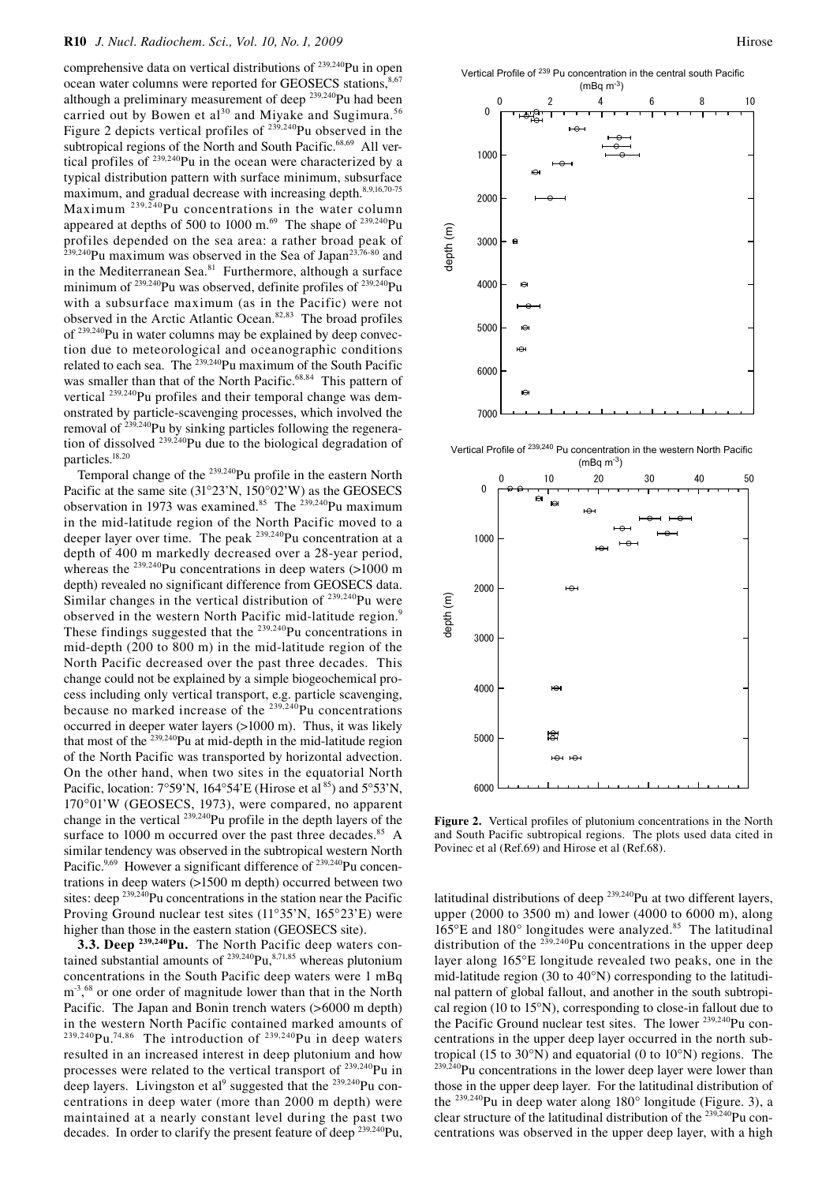comprehensive data on vertical distributions of $^{239,240}$Pu in open ocean water columns were reported for GEOSECS stations,[8,67] although a preliminary measurement of deep $^{239,240}$Pu had been carried out by Bowen et al[30] and Miyake and Sugimura.[56] Figure 2 depicts vertical profiles of $^{239,240}$Pu observed in the subtropical regions of the North and South Pacific.[68,69] All vertical profiles of $^{239,240}$Pu in the ocean were characterized by a typical distribution pattern with surface minimum, subsurface maximum, and gradual decrease with increasing depth.[8,9,16,70-75] Maximum $^{239,240}$Pu concentrations in the water column appeared at depths of 500 to 1000 m.[69] The shape of $^{239,240}$Pu profiles depended on the sea area: a rather broad peak of $^{239,240}$Pu maximum was observed in the Sea of Japan[23,76-80] and in the Mediterranean Sea.[81] Furthermore, although a surface minimum of $^{239,240}$Pu was observed, definite profiles of $^{239,240}$Pu with a subsurface maximum (as in the Pacific) were not observed in the Arctic Atlantic Ocean.[82,83] The broad profiles of $^{239,240}$Pu in water columns may be explained by deep convection due to meteorological and oceanographic conditions related to each sea. The $^{239,240}$Pu maximum of the South Pacific was smaller than that of the North Pacific.[68,84] This pattern of vertical $^{239,240}$Pu profiles and their temporal change was demonstrated by particle-scavenging processes, which involved the removal of $^{239,240}$Pu by sinking particles following the regeneration of dissolved $^{239,240}$Pu due to the biological degradation of particles.[18,20]

Temporal change of the $^{239,240}$Pu profile in the eastern North Pacific at the same site (31°23'N, 150°02'W) as the GEOSECS observation in 1973 was examined.[85] The $^{239,240}$Pu maximum in the mid-latitude region of the North Pacific moved to a deeper layer over time. The peak $^{239,240}$Pu concentration at a depth of 400 m markedly decreased over a 28-year period, whereas the $^{239,240}$Pu concentrations in deep waters (>1000 m depth) revealed no significant difference from GEOSECS data. Similar changes in the vertical distribution of $^{239,240}$Pu were observed in the western North Pacific mid-latitude region.[9] These findings suggested that the $^{239,240}$Pu concentrations in mid-depth (200 to 800 m) in the mid-latitude region of the North Pacific decreased over the past three decades. This change could not be explained by a simple biogeochemical process including only vertical transport, e.g. particle scavenging, because no marked increase of the $^{239,240}$Pu concentrations occurred in deeper water layers (>1000 m). Thus, it was likely that most of the $^{239,240}$Pu at mid-depth in the mid-latitude region of the North Pacific was transported by horizontal advection. On the other hand, when two sites in the equatorial North Pacific, location: 7°59'N, 164°54'E (Hirose et al[85]) and 5°53'N, 170°01'W (GEOSECS, 1973), were compared, no apparent change in the vertical $^{239,240}$Pu profile in the depth layers of the surface to 1000 m occurred over the past three decades.[85] A similar tendency was observed in the subtropical western North Pacific.[9,69] However a significant difference of $^{239,240}$Pu concentrations in deep waters (>1500 m depth) occurred between two sites: deep $^{239,240}$Pu concentrations in the station near the Pacific Proving Ground nuclear test sites (11°35'N, 165°23'E) were higher than those in the eastern station (GEOSECS site).

**3.3. Deep $^{239,240}$Pu.** The North Pacific deep waters contained substantial amounts of $^{239,240}$Pu,[8,71,85] whereas plutonium concentrations in the South Pacific deep waters were 1 mBq m$^{-3}$,[68] or one order of magnitude lower than that in the North Pacific. The Japan and Bonin trench waters (>6000 m depth) in the western North Pacific contained marked amounts of $^{239,240}$Pu.[74,86] The introduction of $^{239,240}$Pu in deep waters resulted in an increased interest in deep plutonium and how processes were related to the vertical transport of $^{239,240}$Pu in deep layers. Livingston et al[9] suggested that the $^{239,240}$Pu concentrations in deep water (more than 2000 m depth) were maintained at a nearly constant level during the past two decades. In order to clarify the present feature of deep $^{239,240}$Pu, latitudinal distributions of deep $^{239,240}$Pu at two different layers, upper (2000 to 3500 m) and lower (4000 to 6000 m), along 165°E and 180° longitudes were analyzed.[85] The latitudinal distribution of the $^{239,240}$Pu concentrations in the upper deep layer along 165°E longitude revealed two peaks, one in the mid-latitude region (30 to 40°N) corresponding to the latitudinal pattern of global fallout, and another in the south subtropical region (10 to 15°N), corresponding to close-in fallout due to the Pacific Ground nuclear test sites. The lower $^{239,240}$Pu concentrations in the upper deep layer occurred in the north subtropical (15 to 30°N) and equatorial (0 to 10°N) regions. The $^{239,240}$Pu concentrations in the lower deep layer were lower than those in the upper deep layer. For the latitudinal distribution of the $^{239,240}$Pu in deep water along 180° longitude (Figure. 3), a clear structure of the latitudinal distribution of the $^{239,240}$Pu concentrations was observed in the upper deep layer, with a high

**Figure 2.** Vertical profiles of plutonium concentrations in the North and South Pacific subtropical regions. The plots used data cited in Povinec et al (Ref.69) and Hirose et al (Ref.68).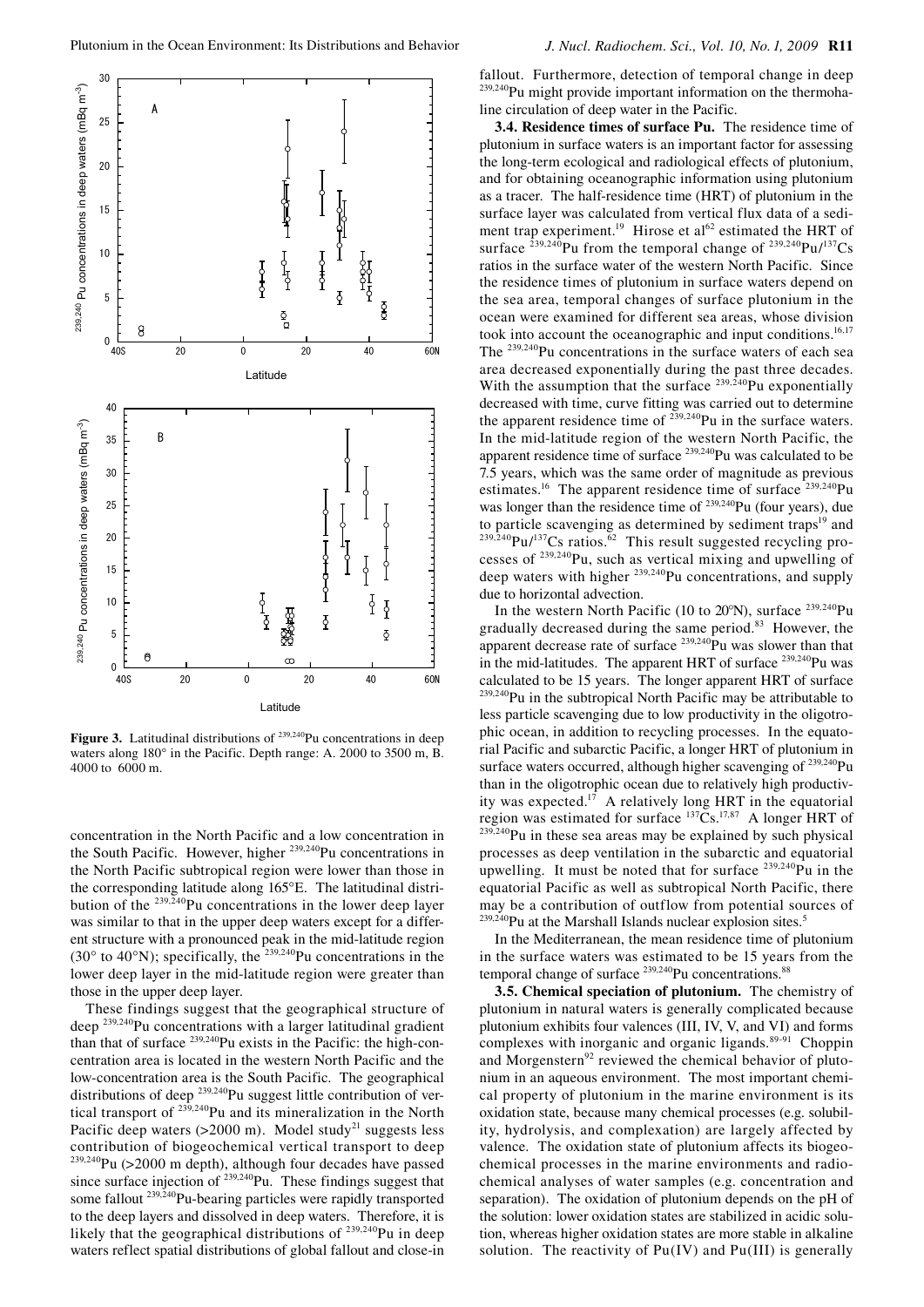**Figure 3.** Latitudinal distributions of $^{239,240}$Pu concentrations in deep waters along 180° in the Pacific. Depth range: A. 2000 to 3500 m, B. 4000 to 6000 m.

concentration in the North Pacific and a low concentration in the South Pacific. However, higher $^{239,240}$Pu concentrations in the North Pacific subtropical region were lower than those in the corresponding latitude along 165°E. The latitudinal distribution of the $^{239,240}$Pu concentrations in the lower deep layer was similar to that in the upper deep waters except for a different structure with a pronounced peak in the mid-latitude region (30° to 40°N); specifically, the $^{239,240}$Pu concentrations in the lower deep layer in the mid-latitude region were greater than those in the upper deep layer.

These findings suggest that the geographical structure of deep $^{239,240}$Pu concentrations with a larger latitudinal gradient than that of surface $^{239,240}$Pu exists in the Pacific: the high-concentration area is located in the western North Pacific and the low-concentration area is the South Pacific. The geographical distributions of deep $^{239,240}$Pu suggest little contribution of vertical transport of $^{239,240}$Pu and its mineralization in the North Pacific deep waters (>2000 m). Model study[21] suggests less contribution of biogeochemical vertical transport to deep $^{239,240}$Pu (>2000 m depth), although four decades have passed since surface injection of $^{239,240}$Pu. These findings suggest that some fallout $^{239,240}$Pu-bearing particles were rapidly transported to the deep layers and dissolved in deep waters. Therefore, it is likely that the geographical distributions of $^{239,240}$Pu in deep waters reflect spatial distributions of global fallout and close-in fallout. Furthermore, detection of temporal change in deep $^{239,240}$Pu might provide important information on the thermohaline circulation of deep water in the Pacific.

**3.4. Residence times of surface Pu.** The residence time of plutonium in surface waters is an important factor for assessing the long-term ecological and radiological effects of plutonium, and for obtaining oceanographic information using plutonium as a tracer. The half-residence time (HRT) of plutonium in the surface layer was calculated from vertical flux data of a sediment trap experiment.[19] Hirose et al[62] estimated the HRT of surface $^{239,240}$Pu from the temporal change of $^{239,240}$Pu/$^{137}$Cs ratios in the surface water of the western North Pacific. Since the residence times of plutonium in surface waters depend on the sea area, temporal changes of surface plutonium in the ocean were examined for different sea areas, whose division took into account the oceanographic and input conditions.[16,17] The $^{239,240}$Pu concentrations in the surface waters of each sea area decreased exponentially during the past three decades. With the assumption that the surface $^{239,240}$Pu exponentially decreased with time, curve fitting was carried out to determine the apparent residence time of $^{239,240}$Pu in the surface waters. In the mid-latitude region of the western North Pacific, the apparent residence time of surface $^{239,240}$Pu was calculated to be 7.5 years, which was the same order of magnitude as previous estimates.[16] The apparent residence time of surface $^{239,240}$Pu was longer than the residence time of $^{239,240}$Pu (four years), due to particle scavenging as determined by sediment traps[19] and $^{239,240}$Pu/$^{137}$Cs ratios.[62] This result suggested recycling processes of $^{239,240}$Pu, such as vertical mixing and upwelling of deep waters with higher $^{239,240}$Pu concentrations, and supply due to horizontal advection.

In the western North Pacific (10 to 20°N), surface $^{239,240}$Pu gradually decreased during the same period.[83] However, the apparent decrease rate of surface $^{239,240}$Pu was slower than that in the mid-latitudes. The apparent HRT of surface $^{239,240}$Pu was calculated to be 15 years. The longer apparent HRT of surface $^{239,240}$Pu in the subtropical North Pacific may be attributable to less particle scavenging due to low productivity in the oligotrophic ocean, in addition to recycling processes. In the equatorial Pacific and subarctic Pacific, a longer HRT of plutonium in surface waters occurred, although higher scavenging of $^{239,240}$Pu than in the oligotrophic ocean due to relatively high productivity was expected.[17] A relatively long HRT in the equatorial region was estimated for surface $^{137}$Cs.[17,87] A longer HRT of $^{239,240}$Pu in these sea areas may be explained by such physical processes as deep ventilation in the subarctic and equatorial upwelling. It must be noted that for surface $^{239,240}$Pu in the equatorial Pacific as well as subtropical North Pacific, there may be a contribution of outflow from potential sources of $^{239,240}$Pu at the Marshall Islands nuclear explosion sites.[5]

In the Mediterranean, the mean residence time of plutonium in the surface waters was estimated to be 15 years from the temporal change of surface $^{239,240}$Pu concentrations.[88]

**3.5. Chemical speciation of plutonium.** The chemistry of plutonium in natural waters is generally complicated because plutonium exhibits four valences (III, IV, V, and VI) and forms complexes with inorganic and organic ligands.[89-91] Choppin and Morgenstern[92] reviewed the chemical behavior of plutonium in an aqueous environment. The most important chemical property of plutonium in the marine environment is its oxidation state, because many chemical processes (e.g. solubility, hydrolysis, and complexation) are largely affected by valence. The oxidation state of plutonium affects its biogeochemical processes in the marine environments and radiochemical analyses of water samples (e.g. concentration and separation). The oxidation of plutonium depends on the pH of the solution: lower oxidation states are stabilized in acidic solution, whereas higher oxidation states are more stable in alkaline solution. The reactivity of Pu(IV) and Pu(III) is generally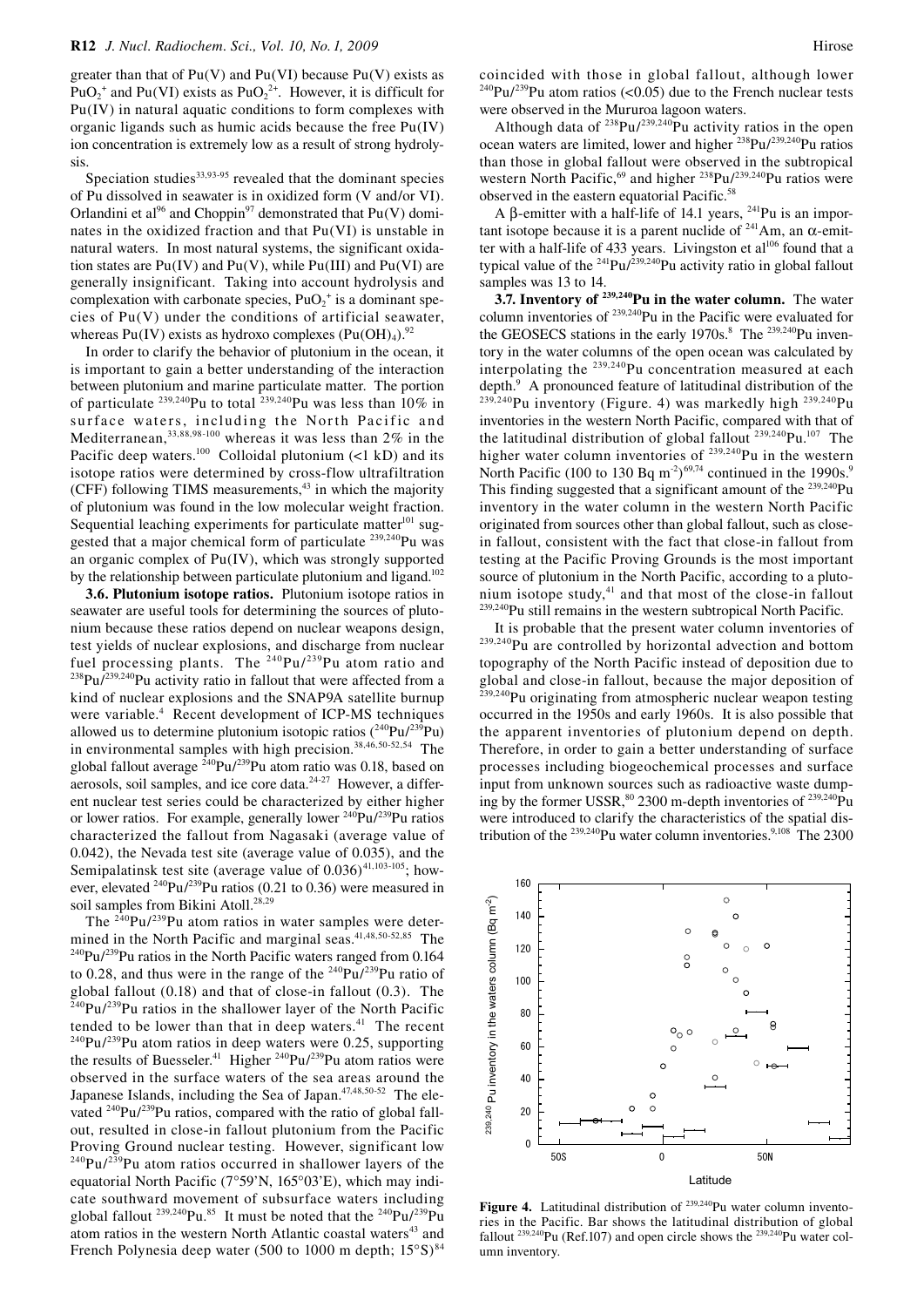greater than that of Pu(V) and Pu(VI) because Pu(V) exists as $PuO_2^+$ and Pu(VI) exists as $PuO_2^{2+}$. However, it is difficult for Pu(IV) in natural aquatic conditions to form complexes with organic ligands such as humic acids because the free Pu(IV) ion concentration is extremely low as a result of strong hydrolysis.

Speciation studies[33,93-95] revealed that the dominant species of Pu dissolved in seawater is in oxidized form (V and/or VI). Orlandini et al[96] and Choppin[97] demonstrated that Pu(V) dominates in the oxidized fraction and that Pu(VI) is unstable in natural waters. In most natural systems, the significant oxidation states are Pu(IV) and Pu(V), while Pu(III) and Pu(VI) are generally insignificant. Taking into account hydrolysis and complexation with carbonate species, $PuO_2^+$ is a dominant species of Pu(V) under the conditions of artificial seawater, whereas Pu(IV) exists as hydroxo complexes ($Pu(OH)_4$).[92]

In order to clarify the behavior of plutonium in the ocean, it is important to gain a better understanding of the interaction between plutonium and marine particulate matter. The portion of particulate $^{239,240}$Pu to total $^{239,240}$Pu was less than 10% in surface waters, including the North Pacific and Mediterranean,[33,88,98-100] whereas it was less than 2% in the Pacific deep waters.[100] Colloidal plutonium (<1 kD) and its isotope ratios were determined by cross-flow ultrafiltration (CFF) following TIMS measurements,[43] in which the majority of plutonium was found in the low molecular weight fraction. Sequential leaching experiments for particulate matter[101] suggested that a major chemical form of particulate $^{239,240}$Pu was an organic complex of Pu(IV), which was strongly supported by the relationship between particulate plutonium and ligand.[102]

**3.6. Plutonium isotope ratios.** Plutonium isotope ratios in seawater are useful tools for determining the sources of plutonium because these ratios depend on nuclear weapons design, test yields of nuclear explosions, and discharge from nuclear fuel processing plants. The $^{240}$Pu/$^{239}$Pu atom ratio and $^{238}$Pu/$^{239,240}$Pu activity ratio in fallout that were affected from a kind of nuclear explosions and the SNAP9A satellite burnup were variable.[4] Recent development of ICP-MS techniques allowed us to determine plutonium isotopic ratios ($^{240}$Pu/$^{239}$Pu) in environmental samples with high precision.[38,46,50-52,54] The global fallout average $^{240}$Pu/$^{239}$Pu atom ratio was 0.18, based on aerosols, soil samples, and ice core data.[24-27] However, a different nuclear test series could be characterized by either higher or lower ratios. For example, generally lower $^{240}$Pu/$^{239}$Pu ratios characterized the fallout from Nagasaki (average value of 0.042), the Nevada test site (average value of 0.035), and the Semipalatinsk test site (average value of 0.036)[41,103-105]; however, elevated $^{240}$Pu/$^{239}$Pu ratios (0.21 to 0.36) were measured in soil samples from Bikini Atoll.[28,29]

The $^{240}$Pu/$^{239}$Pu atom ratios in water samples were determined in the North Pacific and marginal seas.[41,48,50-52,85] The $^{240}$Pu/$^{239}$Pu ratios in the North Pacific waters ranged from 0.164 to 0.28, and thus were in the range of the $^{240}$Pu/$^{239}$Pu ratio of global fallout (0.18) and that of close-in fallout (0.3). The $^{240}$Pu/$^{239}$Pu ratios in the shallower layer of the North Pacific tended to be lower than that in deep waters.[41] The recent $^{240}$Pu/$^{239}$Pu atom ratios in deep waters were 0.25, supporting the results of Buesseler.[41] Higher $^{240}$Pu/$^{239}$Pu atom ratios were observed in the surface waters of the sea areas around the Japanese Islands, including the Sea of Japan.[47,48,50-52] The elevated $^{240}$Pu/$^{239}$Pu ratios, compared with the ratio of global fallout, resulted in close-in fallout plutonium from the Pacific Proving Ground nuclear testing. However, significant low $^{240}$Pu/$^{239}$Pu atom ratios occurred in shallower layers of the equatorial North Pacific (7°59'N, 165°03'E), which may indicate southward movement of subsurface waters including global fallout $^{239,240}$Pu.[85] It must be noted that the $^{240}$Pu/$^{239}$Pu atom ratios in the western North Atlantic coastal waters[43] and French Polynesia deep water (500 to 1000 m depth; 15°S)[84] coincided with those in global fallout, although lower $^{240}$Pu/$^{239}$Pu atom ratios (<0.05) due to the French nuclear tests were observed in the Mururoa lagoon waters.

Although data of $^{238}$Pu/$^{239,240}$Pu activity ratios in the open ocean waters are limited, lower and higher $^{238}$Pu/$^{239,240}$Pu ratios than those in global fallout were observed in the subtropical western North Pacific,[69] and higher $^{238}$Pu/$^{239,240}$Pu ratios were observed in the eastern equatorial Pacific.[58]

A β-emitter with a half-life of 14.1 years, $^{241}$Pu is an important isotope because it is a parent nuclide of $^{241}$Am, an α-emitter with a half-life of 433 years. Livingston et al[106] found that a typical value of the $^{241}$Pu/$^{239,240}$Pu activity ratio in global fallout samples was 13 to 14.

**3.7. Inventory of $^{239,240}$Pu in the water column.** The water column inventories of $^{239,240}$Pu in the Pacific were evaluated for the GEOSECS stations in the early 1970s.[8] The $^{239,240}$Pu inventory in the water columns of the open ocean was calculated by interpolating the $^{239,240}$Pu concentration measured at each depth.[9] A pronounced feature of latitudinal distribution of the $^{239,240}$Pu inventory (Figure. 4) was markedly high $^{239,240}$Pu inventories in the western North Pacific, compared with that of the latitudinal distribution of global fallout $^{239,240}$Pu.[107] The higher water column inventories of $^{239,240}$Pu in the western North Pacific (100 to 130 Bq m$^{-2}$)[69,74] continued in the 1990s.[9] This finding suggested that a significant amount of the $^{239,240}$Pu inventory in the water column in the western North Pacific originated from sources other than global fallout, such as close-in fallout, consistent with the fact that close-in fallout from testing at the Pacific Proving Grounds is the most important source of plutonium in the North Pacific, according to a plutonium isotope study,[41] and that most of the close-in fallout $^{239,240}$Pu still remains in the western subtropical North Pacific.

It is probable that the present water column inventories of $^{239,240}$Pu are controlled by horizontal advection and bottom topography of the North Pacific instead of deposition due to global and close-in fallout, because the major deposition of $^{239,240}$Pu originating from atmospheric nuclear weapon testing occurred in the 1950s and early 1960s. It is also possible that the apparent inventories of plutonium depend on depth. Therefore, in order to gain a better understanding of surface processes including biogeochemical processes and surface input from unknown sources such as radioactive waste dumping by the former USSR,[80] 2300 m-depth inventories of $^{239,240}$Pu were introduced to clarify the characteristics of the spatial distribution of the $^{239,240}$Pu water column inventories.[9,108] The 2300

**Figure 4.** Latitudinal distribution of $^{239,240}$Pu water column inventories in the Pacific. Bar shows the latitudinal distribution of global fallout $^{239,240}$Pu (Ref.107) and open circle shows the $^{239,240}$Pu water column inventory.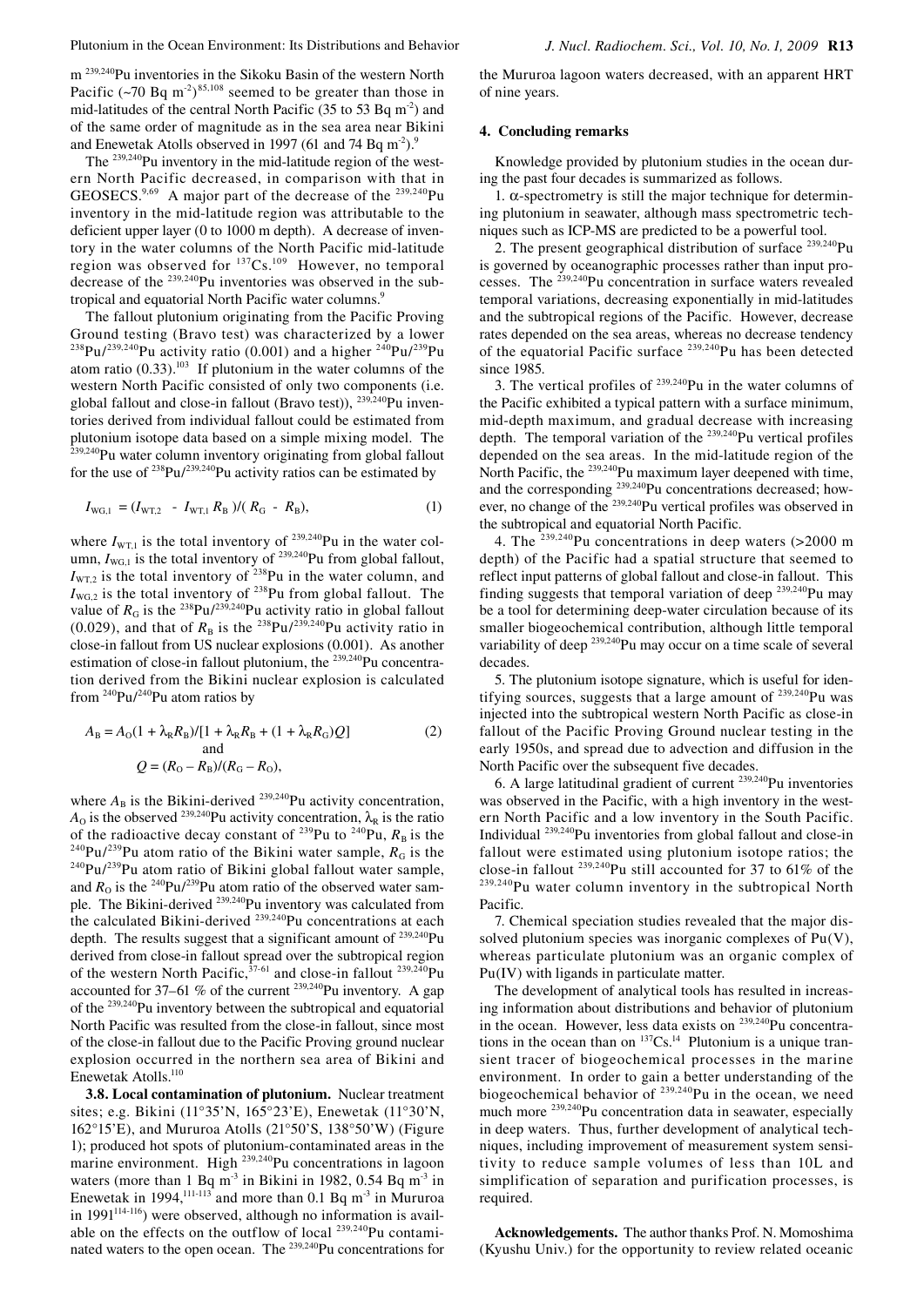m $^{239,240}$Pu inventories in the Sikoku Basin of the western North Pacific (~70 Bq m$^{-2}$)[85,108] seemed to be greater than those in mid-latitudes of the central North Pacific (35 to 53 Bq m$^{-2}$) and of the same order of magnitude as in the sea area near Bikini and Enewetak Atolls observed in 1997 (61 and 74 Bq m$^{-2}$).[9]

The $^{239,240}$Pu inventory in the mid-latitude region of the western North Pacific decreased, in comparison with that in GEOSECS.[9,69] A major part of the decrease of the $^{239,240}$Pu inventory in the mid-latitude region was attributable to the deficient upper layer (0 to 1000 m depth). A decrease of inventory in the water columns of the North Pacific mid-latitude region was observed for $^{137}$Cs.[109] However, no temporal decrease of the $^{239,240}$Pu inventories was observed in the subtropical and equatorial North Pacific water columns.[9]

The fallout plutonium originating from the Pacific Proving Ground testing (Bravo test) was characterized by a lower $^{238}$Pu/$^{239,240}$Pu activity ratio (0.001) and a higher $^{240}$Pu/$^{239}$Pu atom ratio (0.33).[103] If plutonium in the water columns of the western North Pacific consisted of only two components (i.e. global fallout and close-in fallout (Bravo test)), $^{239,240}$Pu inventories derived from individual fallout could be estimated from plutonium isotope data based on a simple mixing model. The $^{239,240}$Pu water column inventory originating from global fallout for the use of $^{238}$Pu/$^{239,240}$Pu activity ratios can be estimated by

$$I_{WG,1} = (I_{WT,2} - I_{WT,1}\, R_B)/(R_G - R_B), \qquad (1)$$

where $I_{WT,1}$ is the total inventory of $^{239,240}$Pu in the water column, $I_{WG,1}$ is the total inventory of $^{239,240}$Pu from global fallout, $I_{WT,2}$ is the total inventory of $^{238}$Pu in the water column, and $I_{WG,2}$ is the total inventory of $^{238}$Pu from global fallout. The value of $R_G$ is the $^{238}$Pu/$^{239,240}$Pu activity ratio in global fallout (0.029), and that of $R_B$ is the $^{238}$Pu/$^{239,240}$Pu activity ratio in close-in fallout from US nuclear explosions (0.001). As another estimation of close-in fallout plutonium, the $^{239,240}$Pu concentration derived from the Bikini nuclear explosion is calculated from $^{240}$Pu/$^{240}$Pu atom ratios by

$$A_B = A_O(1 + \lambda_R R_B)/[1 + \lambda_R R_B + (1 + \lambda_R R_G)Q] \qquad (2)$$
$$\text{and}$$
$$Q = (R_O - R_B)/(R_G - R_O),$$

where $A_B$ is the Bikini-derived $^{239,240}$Pu activity concentration, $A_O$ is the observed $^{239,240}$Pu activity concentration, $\lambda_R$ is the ratio of the radioactive decay constant of $^{239}$Pu to $^{240}$Pu, $R_B$ is the $^{240}$Pu/$^{239}$Pu atom ratio of the Bikini water sample, $R_G$ is the $^{240}$Pu/$^{239}$Pu atom ratio of Bikini global fallout water sample, and $R_O$ is the $^{240}$Pu/$^{239}$Pu atom ratio of the observed water sample. The Bikini-derived $^{239,240}$Pu inventory was calculated from the calculated Bikini-derived $^{239,240}$Pu concentrations at each depth. The results suggest that a significant amount of $^{239,240}$Pu derived from close-in fallout spread over the subtropical region of the western North Pacific,[37-61] and close-in fallout $^{239,240}$Pu accounted for 37–61 % of the current $^{239,240}$Pu inventory. A gap of the $^{239,240}$Pu inventory between the subtropical and equatorial North Pacific was resulted from the close-in fallout, since most of the close-in fallout due to the Pacific Proving ground nuclear explosion occurred in the northern sea area of Bikini and Enewetak Atolls.[110]

**3.8. Local contamination of plutonium.** Nuclear treatment sites; e.g. Bikini (11°35'N, 165°23'E), Enewetak (11°30'N, 162°15'E), and Mururoa Atolls (21°50'S, 138°50'W) (Figure 1); produced hot spots of plutonium-contaminated areas in the marine environment. High $^{239,240}$Pu concentrations in lagoon waters (more than 1 Bq m$^{-3}$ in Bikini in 1982, 0.54 Bq m$^{-3}$ in Enewetak in 1994,[111-113] and more than 0.1 Bq m$^{-3}$ in Mururoa in 1991[114-116]) were observed, although no information is available on the effects on the outflow of local $^{239,240}$Pu contaminated waters to the open ocean. The $^{239,240}$Pu concentrations for the Mururoa lagoon waters decreased, with an apparent HRT of nine years.

## 4. Concluding remarks

Knowledge provided by plutonium studies in the ocean during the past four decades is summarized as follows.

1. α-spectrometry is still the major technique for determining plutonium in seawater, although mass spectrometric techniques such as ICP-MS are predicted to be a powerful tool.

2. The present geographical distribution of surface $^{239,240}$Pu is governed by oceanographic processes rather than input processes. The $^{239,240}$Pu concentration in surface waters revealed temporal variations, decreasing exponentially in mid-latitudes and the subtropical regions of the Pacific. However, decrease rates depended on the sea areas, whereas no decrease tendency of the equatorial Pacific surface $^{239,240}$Pu has been detected since 1985.

3. The vertical profiles of $^{239,240}$Pu in the water columns of the Pacific exhibited a typical pattern with a surface minimum, mid-depth maximum, and gradual decrease with increasing depth. The temporal variation of the $^{239,240}$Pu vertical profiles depended on the sea areas. In the mid-latitude region of the North Pacific, the $^{239,240}$Pu maximum layer deepened with time, and the corresponding $^{239,240}$Pu concentrations decreased; however, no change of the $^{239,240}$Pu vertical profiles was observed in the subtropical and equatorial North Pacific.

4. The $^{239,240}$Pu concentrations in deep waters (>2000 m depth) of the Pacific had a spatial structure that seemed to reflect input patterns of global fallout and close-in fallout. This finding suggests that temporal variation of deep $^{239,240}$Pu may be a tool for determining deep-water circulation because of its smaller biogeochemical contribution, although little temporal variability of deep $^{239,240}$Pu may occur on a time scale of several decades.

5. The plutonium isotope signature, which is useful for identifying sources, suggests that a large amount of $^{239,240}$Pu was injected into the subtropical western North Pacific as close-in fallout of the Pacific Proving Ground nuclear testing in the early 1950s, and spread due to advection and diffusion in the North Pacific over the subsequent five decades.

6. A large latitudinal gradient of current $^{239,240}$Pu inventories was observed in the Pacific, with a high inventory in the western North Pacific and a low inventory in the South Pacific. Individual $^{239,240}$Pu inventories from global fallout and close-in fallout were estimated using plutonium isotope ratios; the close-in fallout $^{239,240}$Pu still accounted for 37 to 61% of the $^{239,240}$Pu water column inventory in the subtropical North Pacific.

7. Chemical speciation studies revealed that the major dissolved plutonium species was inorganic complexes of Pu(V), whereas particulate plutonium was an organic complex of Pu(IV) with ligands in particulate matter.

The development of analytical tools has resulted in increasing information about distributions and behavior of plutonium in the ocean. However, less data exists on $^{239,240}$Pu concentrations in the ocean than on $^{137}$Cs.[14] Plutonium is a unique transient tracer of biogeochemical processes in the marine environment. In order to gain a better understanding of the biogeochemical behavior of $^{239,240}$Pu in the ocean, we need much more $^{239,240}$Pu concentration data in seawater, especially in deep waters. Thus, further development of analytical techniques, including improvement of measurement system sensitivity to reduce sample volumes of less than 10L and simplification of separation and purification processes, is required.

**Acknowledgements.** The author thanks Prof. N. Momoshima (Kyushu Univ.) for the opportunity to review related oceanic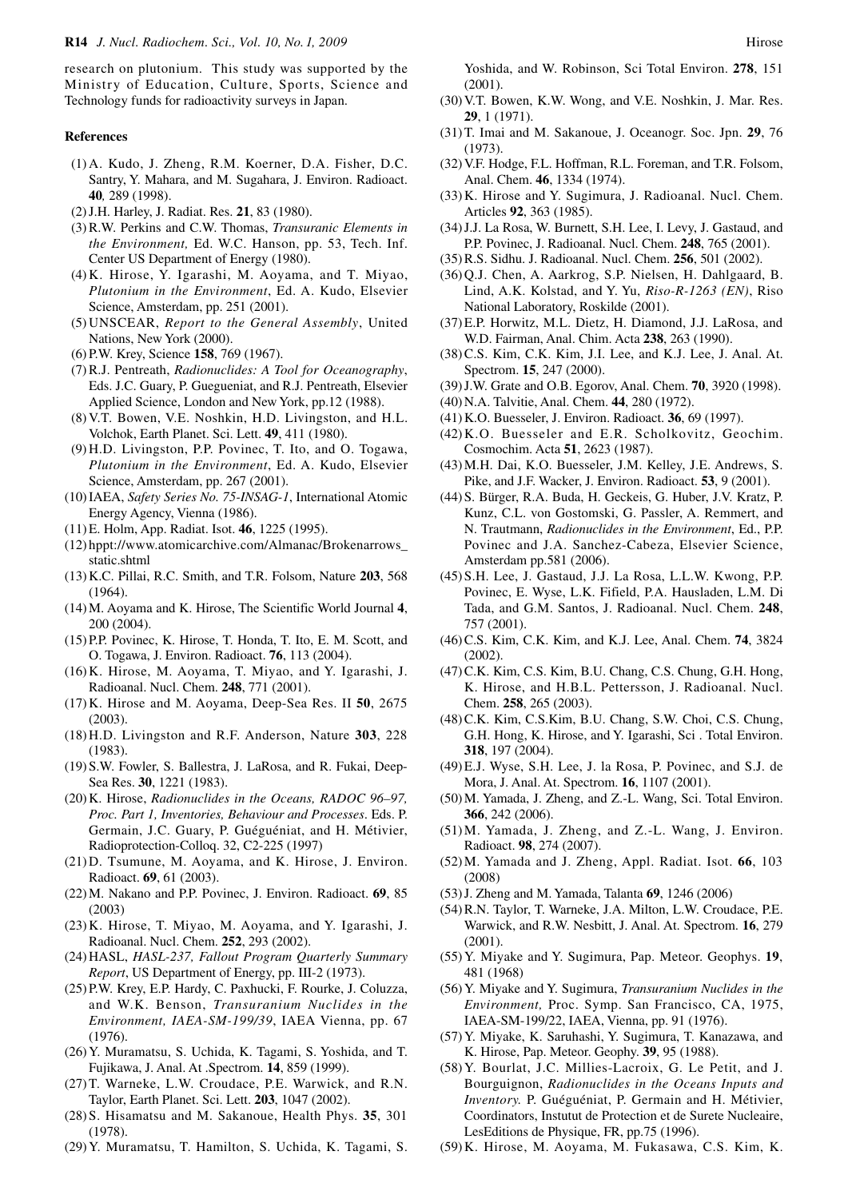research on plutonium. This study was supported by the Ministry of Education, Culture, Sports, Science and Technology funds for radioactivity surveys in Japan.

## References

(1) A. Kudo, J. Zheng, R.M. Koerner, D.A. Fisher, D.C. Santry, Y. Mahara, and M. Sugahara, J. Environ. Radioact. **40**, 289 (1998).

(2) J.H. Harley, J. Radiat. Res. **21**, 83 (1980).

(3) R.W. Perkins and C.W. Thomas, *Transuranic Elements in the Environment,* Ed. W.C. Hanson, pp. 53, Tech. Inf. Center US Department of Energy (1980).

(4) K. Hirose, Y. Igarashi, M. Aoyama, and T. Miyao, *Plutonium in the Environment*, Ed. A. Kudo, Elsevier Science, Amsterdam, pp. 251 (2001).

(5) UNSCEAR, *Report to the General Assembly*, United Nations, New York (2000).

(6) P.W. Krey, Science **158**, 769 (1967).

(7) R.J. Pentreath, *Radionuclides: A Tool for Oceanography*, Eds. J.C. Guary, P. Guegueniat, and R.J. Pentreath, Elsevier Applied Science, London and New York, pp.12 (1988).

(8) V.T. Bowen, V.E. Noshkin, H.D. Livingston, and H.L. Volchok, Earth Planet. Sci. Lett. **49**, 411 (1980).

(9) H.D. Livingston, P.P. Povinec, T. Ito, and O. Togawa, *Plutonium in the Environment*, Ed. A. Kudo, Elsevier Science, Amsterdam, pp. 267 (2001).

(10) IAEA, *Safety Series No. 75-INSAG-1*, International Atomic Energy Agency, Vienna (1986).

(11) E. Holm, App. Radiat. Isot. **46**, 1225 (1995).

(12) hppt://www.atomicarchive.com/Almanac/Brokenarrows_static.shtml

(13) K.C. Pillai, R.C. Smith, and T.R. Folsom, Nature **203**, 568 (1964).

(14) M. Aoyama and K. Hirose, The Scientific World Journal **4**, 200 (2004).

(15) P.P. Povinec, K. Hirose, T. Honda, T. Ito, E. M. Scott, and O. Togawa, J. Environ. Radioact. **76**, 113 (2004).

(16) K. Hirose, M. Aoyama, T. Miyao, and Y. Igarashi, J. Radioanal. Nucl. Chem. **248**, 771 (2001).

(17) K. Hirose and M. Aoyama, Deep-Sea Res. II **50**, 2675 (2003).

(18) H.D. Livingston and R.F. Anderson, Nature **303**, 228 (1983).

(19) S.W. Fowler, S. Ballestra, J. LaRosa, and R. Fukai, Deep-Sea Res. **30**, 1221 (1983).

(20) K. Hirose, *Radionuclides in the Oceans, RADOC 96–97, Proc. Part 1, Inventories, Behaviour and Processes*. Eds. P. Germain, J.C. Guary, P. Guéguéniat, and H. Métivier, Radioprotection-Colloq. 32, C2-225 (1997)

(21) D. Tsumune, M. Aoyama, and K. Hirose, J. Environ. Radioact. **69**, 61 (2003).

(22) M. Nakano and P.P. Povinec, J. Environ. Radioact. **69**, 85 (2003)

(23) K. Hirose, T. Miyao, M. Aoyama, and Y. Igarashi, J. Radioanal. Nucl. Chem. **252**, 293 (2002).

(24) HASL, *HASL-237, Fallout Program Quarterly Summary Report*, US Department of Energy, pp. III-2 (1973).

(25) P.W. Krey, E.P. Hardy, C. Paxhucki, F. Rourke, J. Coluzza, and W.K. Benson, *Transuranium Nuclides in the Environment, IAEA-SM-199/39*, IAEA Vienna, pp. 67 (1976).

(26) Y. Muramatsu, S. Uchida, K. Tagami, S. Yoshida, and T. Fujikawa, J. Anal. At .Spectrom. **14**, 859 (1999).

(27) T. Warneke, L.W. Croudace, P.E. Warwick, and R.N. Taylor, Earth Planet. Sci. Lett. **203**, 1047 (2002).

(28) S. Hisamatsu and M. Sakanoue, Health Phys. **35**, 301 (1978).

(29) Y. Muramatsu, T. Hamilton, S. Uchida, K. Tagami, S. Yoshida, and W. Robinson, Sci Total Environ. **278**, 151 (2001).

(30) V.T. Bowen, K.W. Wong, and V.E. Noshkin, J. Mar. Res. **29**, 1 (1971).

(31) T. Imai and M. Sakanoue, J. Oceanogr. Soc. Jpn. **29**, 76 (1973).

(32) V.F. Hodge, F.L. Hoffman, R.L. Foreman, and T.R. Folsom, Anal. Chem. **46**, 1334 (1974).

(33) K. Hirose and Y. Sugimura, J. Radioanal. Nucl. Chem. Articles **92**, 363 (1985).

(34) J.J. La Rosa, W. Burnett, S.H. Lee, I. Levy, J. Gastaud, and P.P. Povinec, J. Radioanal. Nucl. Chem. **248**, 765 (2001).

(35) R.S. Sidhu. J. Radioanal. Nucl. Chem. **256**, 501 (2002).

(36) Q.J. Chen, A. Aarkrog, S.P. Nielsen, H. Dahlgaard, B. Lind, A.K. Kolstad, and Y. Yu, *Riso-R-1263 (EN)*, Riso National Laboratory, Roskilde (2001).

(37) E.P. Horwitz, M.L. Dietz, H. Diamond, J.J. LaRosa, and W.D. Fairman, Anal. Chim. Acta **238**, 263 (1990).

(38) C.S. Kim, C.K. Kim, J.I. Lee, and K.J. Lee, J. Anal. At. Spectrom. **15**, 247 (2000).

(39) J.W. Grate and O.B. Egorov, Anal. Chem. **70**, 3920 (1998).

(40) N.A. Talvitie, Anal. Chem. **44**, 280 (1972).

(41) K.O. Buesseler, J. Environ. Radioact. **36**, 69 (1997).

(42) K.O. Buesseler and E.R. Scholkovitz, Geochim. Cosmochim. Acta **51**, 2623 (1987).

(43) M.H. Dai, K.O. Buesseler, J.M. Kelley, J.E. Andrews, S. Pike, and J.F. Wacker, J. Environ. Radioact. **53**, 9 (2001).

(44) S. Bürger, R.A. Buda, H. Geckeis, G. Huber, J.V. Kratz, P. Kunz, C.L. von Gostomski, G. Passler, A. Remmert, and N. Trautmann, *Radionuclides in the Environment*, Ed., P.P. Povinec and J.A. Sanchez-Cabeza, Elsevier Science, Amsterdam pp.581 (2006).

(45) S.H. Lee, J. Gastaud, J.J. La Rosa, L.L.W. Kwong, P.P. Povinec, E. Wyse, L.K. Fifield, P.A. Hausladen, L.M. Di Tada, and G.M. Santos, J. Radioanal. Nucl. Chem. **248**, 757 (2001).

(46) C.S. Kim, C.K. Kim, and K.J. Lee, Anal. Chem. **74**, 3824 (2002).

(47) C.K. Kim, C.S. Kim, B.U. Chang, C.S. Chung, G.H. Hong, K. Hirose, and H.B.L. Pettersson, J. Radioanal. Nucl. Chem. **258**, 265 (2003).

(48) C.K. Kim, C.S.Kim, B.U. Chang, S.W. Choi, C.S. Chung, G.H. Hong, K. Hirose, and Y. Igarashi, Sci . Total Environ. **318**, 197 (2004).

(49) E.J. Wyse, S.H. Lee, J. la Rosa, P. Povinec, and S.J. de Mora, J. Anal. At. Spectrom. **16**, 1107 (2001).

(50) M. Yamada, J. Zheng, and Z.-L. Wang, Sci. Total Environ. **366**, 242 (2006).

(51) M. Yamada, J. Zheng, and Z.-L. Wang, J. Environ. Radioact. **98**, 274 (2007).

(52) M. Yamada and J. Zheng, Appl. Radiat. Isot. **66**, 103 (2008)

(53) J. Zheng and M. Yamada, Talanta **69**, 1246 (2006)

(54) R.N. Taylor, T. Warneke, J.A. Milton, L.W. Croudace, P.E. Warwick, and R.W. Nesbitt, J. Anal. At. Spectrom. **16**, 279 (2001).

(55) Y. Miyake and Y. Sugimura, Pap. Meteor. Geophys. **19**, 481 (1968)

(56) Y. Miyake and Y. Sugimura, *Transuranium Nuclides in the Environment,* Proc. Symp. San Francisco, CA, 1975, IAEA-SM-199/22, IAEA, Vienna, pp. 91 (1976).

(57) Y. Miyake, K. Saruhashi, Y. Sugimura, T. Kanazawa, and K. Hirose, Pap. Meteor. Geophy. **39**, 95 (1988).

(58) Y. Bourlat, J.C. Millies-Lacroix, G. Le Petit, and J. Bourguignon, *Radionuclides in the Oceans Inputs and Inventory.* P. Guéguéniat, P. Germain and H. Métivier, Coordinators, Instutut de Protection et de Surete Nucleaire, LesEditions de Physique, FR, pp.75 (1996).

(59) K. Hirose, M. Aoyama, M. Fukasawa, C.S. Kim, K.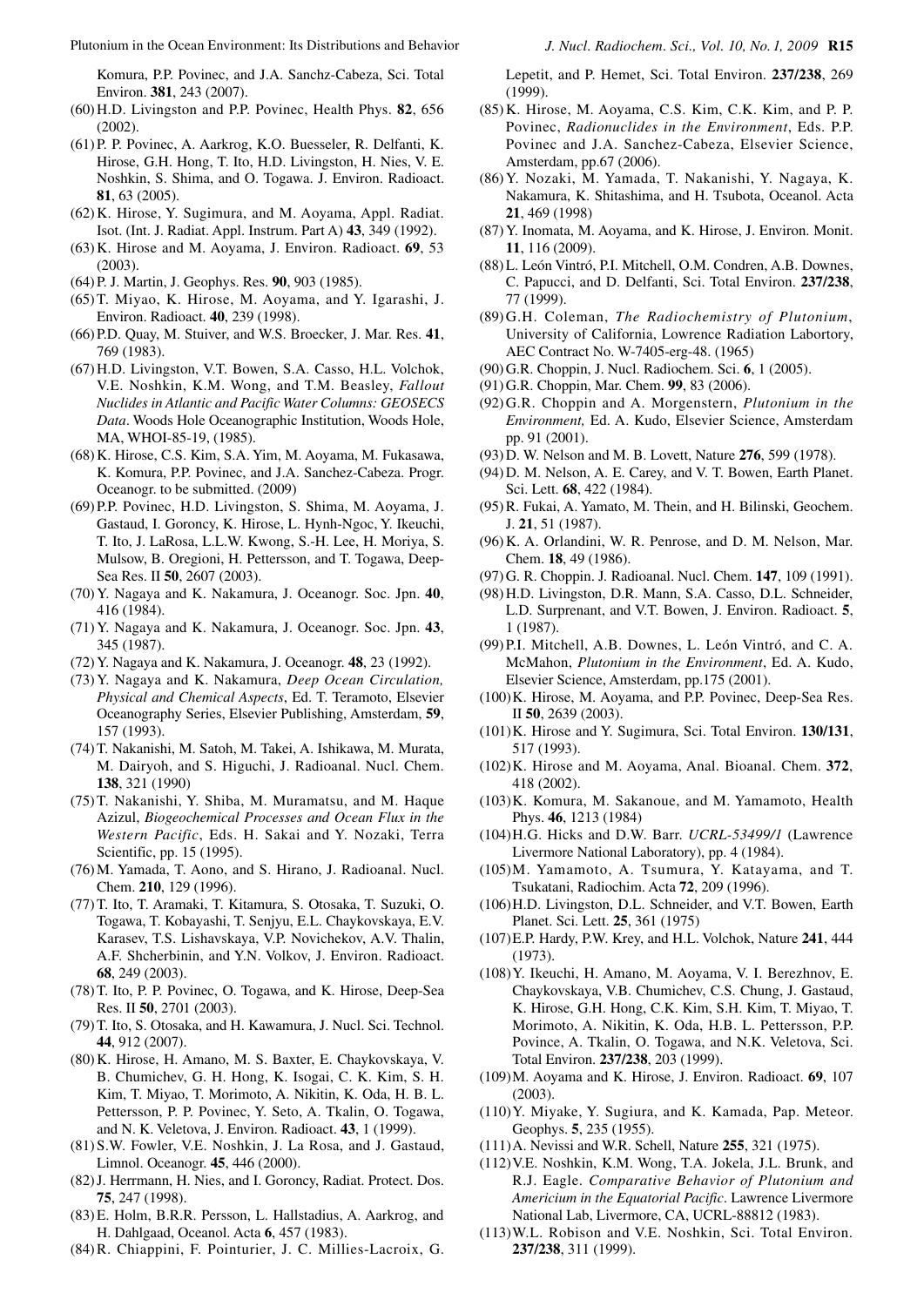Komura, P.P. Povinec, and J.A. Sanchz-Cabeza, Sci. Total Environ. **381**, 243 (2007).

(60) H.D. Livingston and P.P. Povinec, Health Phys. **82**, 656 (2002).

(61) P. P. Povinec, A. Aarkrog, K.O. Buesseler, R. Delfanti, K. Hirose, G.H. Hong, T. Ito, H.D. Livingston, H. Nies, V. E. Noshkin, S. Shima, and O. Togawa. J. Environ. Radioact. **81**, 63 (2005).

(62) K. Hirose, Y. Sugimura, and M. Aoyama, Appl. Radiat. Isot. (Int. J. Radiat. Appl. Instrum. Part A) **43**, 349 (1992).

(63) K. Hirose and M. Aoyama, J. Environ. Radioact. **69**, 53 (2003).

(64) P. J. Martin, J. Geophys. Res. **90**, 903 (1985).

(65) T. Miyao, K. Hirose, M. Aoyama, and Y. Igarashi, J. Environ. Radioact. **40**, 239 (1998).

(66) P.D. Quay, M. Stuiver, and W.S. Broecker, J. Mar. Res. **41**, 769 (1983).

(67) H.D. Livingston, V.T. Bowen, S.A. Casso, H.L. Volchok, V.E. Noshkin, K.M. Wong, and T.M. Beasley, *Fallout Nuclides in Atlantic and Pacific Water Columns: GEOSECS Data*. Woods Hole Oceanographic Institution, Woods Hole, MA, WHOI-85-19, (1985).

(68) K. Hirose, C.S. Kim, S.A. Yim, M. Aoyama, M. Fukasawa, K. Komura, P.P. Povinec, and J.A. Sanchez-Cabeza. Progr. Oceanogr. to be submitted. (2009)

(69) P.P. Povinec, H.D. Livingston, S. Shima, M. Aoyama, J. Gastaud, I. Goroncy, K. Hirose, L. Hynh-Ngoc, Y. Ikeuchi, T. Ito, J. LaRosa, L.L.W. Kwong, S.-H. Lee, H. Moriya, S. Mulsow, B. Oregioni, H. Pettersson, and T. Togawa, Deep-Sea Res. II **50**, 2607 (2003).

(70) Y. Nagaya and K. Nakamura, J. Oceanogr. Soc. Jpn. **40**, 416 (1984).

(71) Y. Nagaya and K. Nakamura, J. Oceanogr. Soc. Jpn. **43**, 345 (1987).

(72) Y. Nagaya and K. Nakamura, J. Oceanogr. **48**, 23 (1992).

(73) Y. Nagaya and K. Nakamura, *Deep Ocean Circulation, Physical and Chemical Aspects*, Ed. T. Teramoto, Elsevier Oceanography Series, Elsevier Publishing, Amsterdam, **59**, 157 (1993).

(74) T. Nakanishi, M. Satoh, M. Takei, A. Ishikawa, M. Murata, M. Dairyoh, and S. Higuchi, J. Radioanal. Nucl. Chem. **138**, 321 (1990)

(75) T. Nakanishi, Y. Shiba, M. Muramatsu, and M. Haque Azizul, *Biogeochemical Processes and Ocean Flux in the Western Pacific*, Eds. H. Sakai and Y. Nozaki, Terra Scientific, pp. 15 (1995).

(76) M. Yamada, T. Aono, and S. Hirano, J. Radioanal. Nucl. Chem. **210**, 129 (1996).

(77) T. Ito, T. Aramaki, T. Kitamura, S. Otosaka, T. Suzuki, O. Togawa, T. Kobayashi, T. Senjyu, E.L. Chaykovskaya, E.V. Karasev, T.S. Lishavskaya, V.P. Novichekov, A.V. Thalin, A.F. Shcherbinin, and Y.N. Volkov, J. Environ. Radioact. **68**, 249 (2003).

(78) T. Ito, P. P. Povinec, O. Togawa, and K. Hirose, Deep-Sea Res II **50**, 2701 (2003).

(79) T. Ito, S. Otosaka, and H. Kawamura, J. Nucl. Sci. Technol. **44**, 912 (2007).

(80) K. Hirose, H. Amano, M. S. Baxter, E. Chaykovskaya, V. B. Chumichev, G. H. Hong, K. Isogai, C. K. Kim, S. H. Kim, T. Miyao, T. Morimoto, A. Nikitin, K. Oda, H. B. L. Pettersson, P. P. Povinec, Y. Seto, A. Tkalin, O. Togawa, and N. K. Veletova, J. Environ. Radioact. **43**, 1 (1999).

(81) S.W. Fowler, V.E. Noshkin, J. La Rosa, and J. Gastaud, Limnol. Oceanogr. **45**, 446 (2000).

(82) J. Herrmann, H. Nies, and I. Goroncy, Radiat. Protect. Dos. **75**, 247 (1998).

(83) E. Holm, B.R.R. Persson, L. Hallstadius, A. Aarkrog, and H. Dahlgaad, Oceanol. Acta **6**, 457 (1983).

(84) R. Chiappini, F. Pointurier, J. C. Millies-Lacroix, G. Lepetit, and P. Hemet, Sci. Total Environ. **237/238**, 269 (1999).

(85) K. Hirose, M. Aoyama, C.S. Kim, C.K. Kim, and P. P. Povinec, *Radionuclides in the Environment*, Eds. P.P. Povinec and J.A. Sanchez-Cabeza, Elsevier Science, Amsterdam, pp.67 (2006).

(86) Y. Nozaki, M. Yamada, T. Nakanishi, Y. Nagaya, K. Nakamura, K. Shitashima, and H. Tsubota, Oceanol. Acta **21**, 469 (1998)

(87) Y. Inomata, M. Aoyama, and K. Hirose, J. Environ. Monit. **11**, 116 (2009).

(88) L. León Vintró, P.I. Mitchell, O.M. Condren, A.B. Downes, C. Papucci, and D. Delfanti, Sci. Total Environ. **237/238**, 77 (1999).

(89) G.H. Coleman, *The Radiochemistry of Plutonium*, University of California, Lowrence Radiation Labortory, AEC Contract No. W-7405-erg-48. (1965)

(90) G.R. Choppin, J. Nucl. Radiochem. Sci. **6**, 1 (2005).

(91) G.R. Choppin, Mar. Chem. **99**, 83 (2006).

(92) G.R. Choppin and A. Morgenstern, *Plutonium in the Environment,* Ed. A. Kudo, Elsevier Science, Amsterdam pp. 91 (2001).

(93) D. W. Nelson and M. B. Lovett, Nature **276**, 599 (1978).

(94) D. M. Nelson, A. E. Carey, and V. T. Bowen, Earth Planet. Sci. Lett. **68**, 422 (1984).

(95) R. Fukai, A. Yamato, M. Thein, and H. Bilinski, Geochem. J. **21**, 51 (1987).

(96) K. A. Orlandini, W. R. Penrose, and D. M. Nelson, Mar. Chem. **18**, 49 (1986).

(97) G. R. Choppin. J. Radioanal. Nucl. Chem. **147**, 109 (1991).

(98) H.D. Livingston, D.R. Mann, S.A. Casso, D.L. Schneider, L.D. Surprenant, and V.T. Bowen, J. Environ. Radioact. **5**, 1 (1987).

(99) P.I. Mitchell, A.B. Downes, L. León Vintró, and C. A. McMahon, *Plutonium in the Environment*, Ed. A. Kudo, Elsevier Science, Amsterdam, pp.175 (2001).

(100) K. Hirose, M. Aoyama, and P.P. Povinec, Deep-Sea Res. II **50**, 2639 (2003).

(101) K. Hirose and Y. Sugimura, Sci. Total Environ. **130/131**, 517 (1993).

(102) K. Hirose and M. Aoyama, Anal. Bioanal. Chem. **372**, 418 (2002).

(103) K. Komura, M. Sakanoue, and M. Yamamoto, Health Phys. **46**, 1213 (1984)

(104) H.G. Hicks and D.W. Barr. *UCRL-53499/1* (Lawrence Livermore National Laboratory), pp. 4 (1984).

(105) M. Yamamoto, A. Tsumura, Y. Katayama, and T. Tsukatani, Radiochim. Acta **72**, 209 (1996).

(106) H.D. Livingston, D.L. Schneider, and V.T. Bowen, Earth Planet. Sci. Lett. **25**, 361 (1975)

(107) E.P. Hardy, P.W. Krey, and H.L. Volchok, Nature **241**, 444 (1973).

(108) Y. Ikeuchi, H. Amano, M. Aoyama, V. I. Berezhnov, E. Chaykovskaya, V.B. Chumichev, C.S. Chung, J. Gastaud, K. Hirose, G.H. Hong, C.K. Kim, S.H. Kim, T. Miyao, T. Morimoto, A. Nikitin, K. Oda, H.B. L. Pettersson, P.P. Povince, A. Tkalin, O. Togawa, and N.K. Veletova, Sci. Total Environ. **237/238**, 203 (1999).

(109) M. Aoyama and K. Hirose, J. Environ. Radioact. **69**, 107 (2003).

(110) Y. Miyake, Y. Sugiura, and K. Kamada, Pap. Meteor. Geophys. **5**, 235 (1955).

(111) A. Nevissi and W.R. Schell, Nature **255**, 321 (1975).

(112) V.E. Noshkin, K.M. Wong, T.A. Jokela, J.L. Brunk, and R.J. Eagle. *Comparative Behavior of Plutonium and Americium in the Equatorial Pacific*. Lawrence Livermore National Lab, Livermore, CA, UCRL-88812 (1983).

(113) W.L. Robison and V.E. Noshkin, Sci. Total Environ. **237/238**, 311 (1999).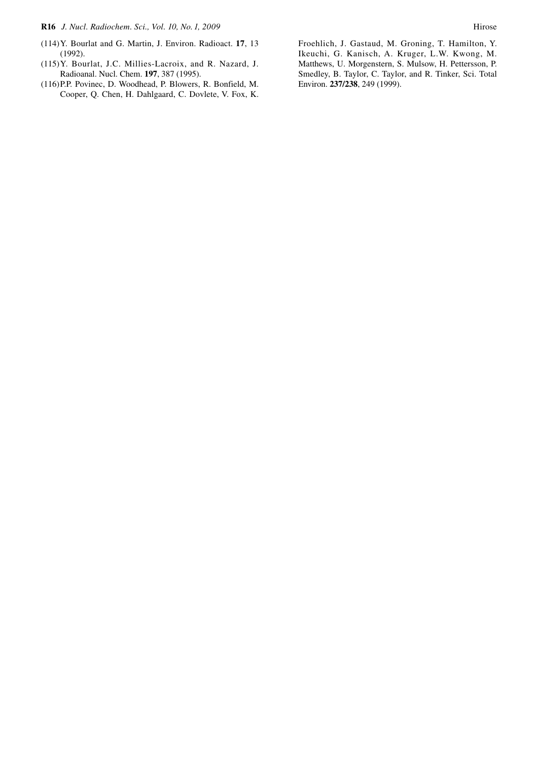(114) Y. Bourlat and G. Martin, J. Environ. Radioact. **17**, 13 (1992).

(115) Y. Bourlat, J.C. Millies-Lacroix, and R. Nazard, J. Radioanal. Nucl. Chem. **197**, 387 (1995).

(116) P.P. Povinec, D. Woodhead, P. Blowers, R. Bonfield, M. Cooper, Q. Chen, H. Dahlgaard, C. Dovlete, V. Fox, K. Froehlich, J. Gastaud, M. Groning, T. Hamilton, Y. Ikeuchi, G. Kanisch, A. Kruger, L.W. Kwong, M. Matthews, U. Morgenstern, S. Mulsow, H. Pettersson, P. Smedley, B. Taylor, C. Taylor, and R. Tinker, Sci. Total Environ. **237/238**, 249 (1999).